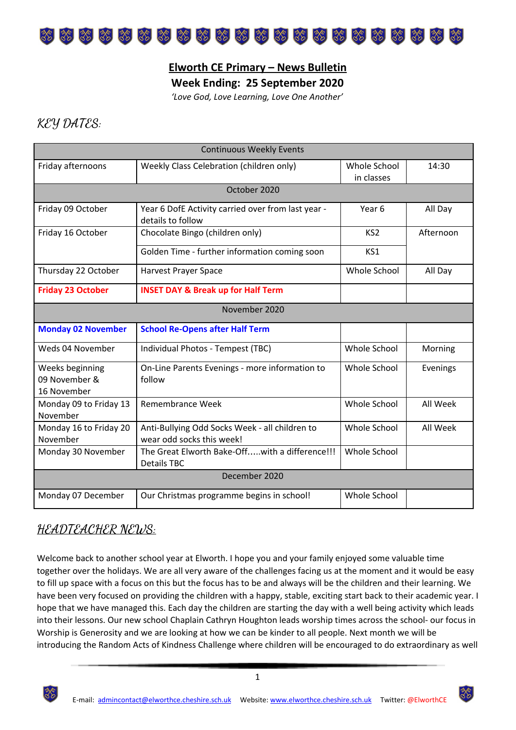# Elworth CE Primary – News Bulletin

## Week Ending: 25 September 2020

*'Love God, Love Learning, Love One Another'*

## KEY DATES:

| Continuous Weekly Events | | | |
|---|---|---|---|
| Friday afternoons | Weekly Class Celebration (children only) | Whole School in classes | 14:30 |
| **October 2020** | | | |
| Friday 09 October | Year 6 DofE Activity carried over from last year - details to follow | Year 6 | All Day |
| Friday 16 October | Chocolate Bingo (children only) | KS2 | Afternoon |
| | Golden Time - further information coming soon | KS1 | |
| Thursday 22 October | Harvest Prayer Space | Whole School | All Day |
| **Friday 23 October** | **INSET DAY & Break up for Half Term** | | |
| **November 2020** | | | |
| **Monday 02 November** | **School Re-Opens after Half Term** | | |
| Weds 04 November | Individual Photos - Tempest (TBC) | Whole School | Morning |
| Weeks beginning 09 November & 16 November | On-Line Parents Evenings - more information to follow | Whole School | Evenings |
| Monday 09 to Friday 13 November | Remembrance Week | Whole School | All Week |
| Monday 16 to Friday 20 November | Anti-Bullying Odd Socks Week - all children to wear odd socks this week! | Whole School | All Week |
| Monday 30 November | The Great Elworth Bake-Off.....with a difference!!! Details TBC | Whole School | |
| **December 2020** | | | |
| Monday 07 December | Our Christmas programme begins in school! | Whole School | |

## HEADTEACHER NEWS:

Welcome back to another school year at Elworth. I hope you and your family enjoyed some valuable time together over the holidays. We are all very aware of the challenges facing us at the moment and it would be easy to fill up space with a focus on this but the focus has to be and always will be the children and their learning. We have been very focused on providing the children with a happy, stable, exciting start back to their academic year. I hope that we have managed this. Each day the children are starting the day with a well being activity which leads into their lessons. Our new school Chaplain Cathryn Houghton leads worship times across the school- our focus in Worship is Generosity and we are looking at how we can be kinder to all people. Next month we will be introducing the Random Acts of Kindness Challenge where children will be encouraged to do extraordinary as well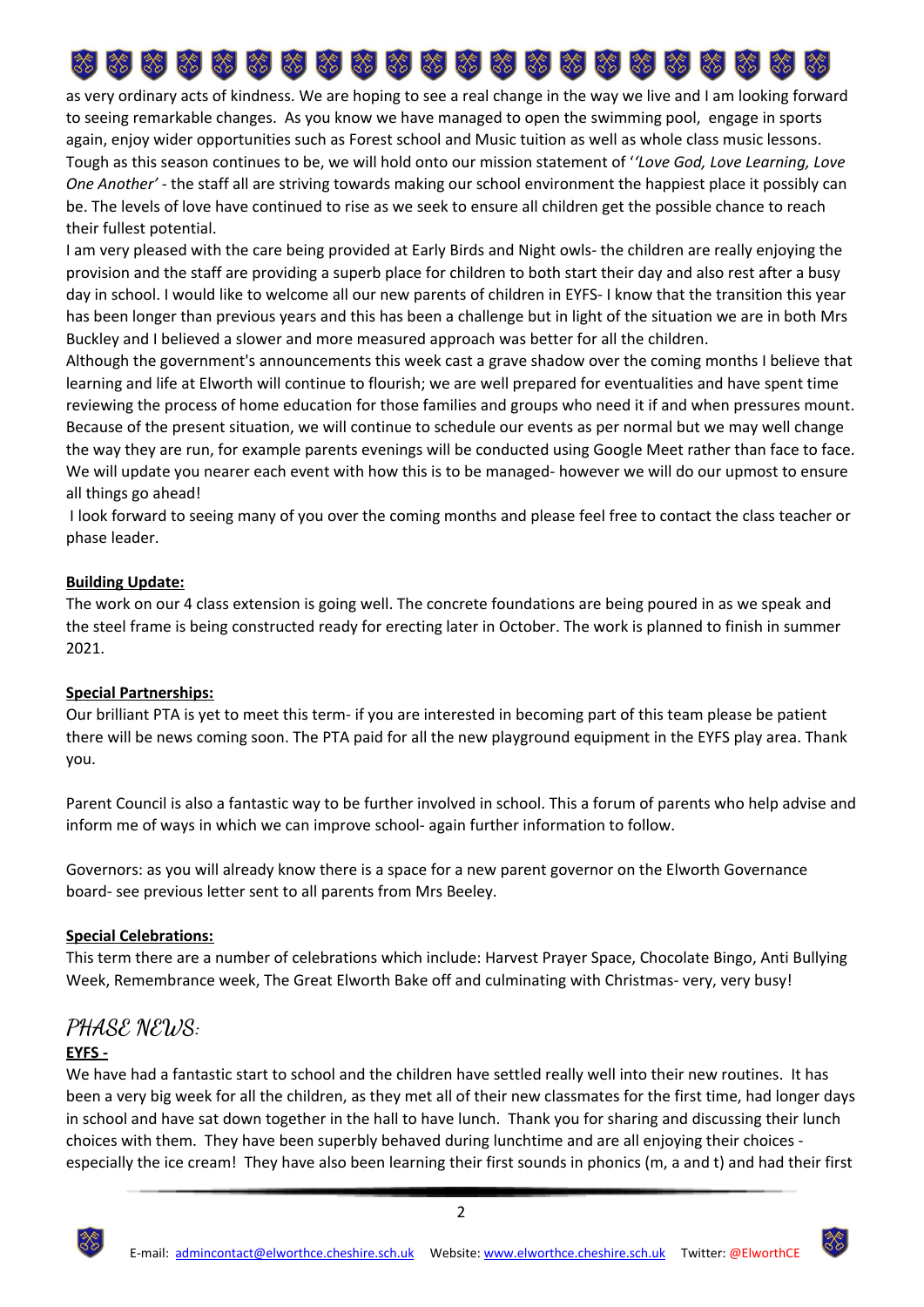as very ordinary acts of kindness. We are hoping to see a real change in the way we live and I am looking forward to seeing remarkable changes. As you know we have managed to open the swimming pool, engage in sports again, enjoy wider opportunities such as Forest school and Music tuition as well as whole class music lessons. Tough as this season continues to be, we will hold onto our mission statement of '*'Love God, Love Learning, Love One Another'* - the staff all are striving towards making our school environment the happiest place it possibly can be. The levels of love have continued to rise as we seek to ensure all children get the possible chance to reach their fullest potential.

I am very pleased with the care being provided at Early Birds and Night owls- the children are really enjoying the provision and the staff are providing a superb place for children to both start their day and also rest after a busy day in school. I would like to welcome all our new parents of children in EYFS- I know that the transition this year has been longer than previous years and this has been a challenge but in light of the situation we are in both Mrs Buckley and I believed a slower and more measured approach was better for all the children.

Although the government's announcements this week cast a grave shadow over the coming months I believe that learning and life at Elworth will continue to flourish; we are well prepared for eventualities and have spent time reviewing the process of home education for those families and groups who need it if and when pressures mount. Because of the present situation, we will continue to schedule our events as per normal but we may well change the way they are run, for example parents evenings will be conducted using Google Meet rather than face to face. We will update you nearer each event with how this is to be managed- however we will do our upmost to ensure all things go ahead!

I look forward to seeing many of you over the coming months and please feel free to contact the class teacher or phase leader.

**Building Update:**

The work on our 4 class extension is going well. The concrete foundations are being poured in as we speak and the steel frame is being constructed ready for erecting later in October. The work is planned to finish in summer 2021.

**Special Partnerships:**

Our brilliant PTA is yet to meet this term- if you are interested in becoming part of this team please be patient there will be news coming soon. The PTA paid for all the new playground equipment in the EYFS play area. Thank you.

Parent Council is also a fantastic way to be further involved in school. This a forum of parents who help advise and inform me of ways in which we can improve school- again further information to follow.

Governors: as you will already know there is a space for a new parent governor on the Elworth Governance board- see previous letter sent to all parents from Mrs Beeley.

**Special Celebrations:**

This term there are a number of celebrations which include: Harvest Prayer Space, Chocolate Bingo, Anti Bullying Week, Remembrance week, The Great Elworth Bake off and culminating with Christmas- very, very busy!

## PHASE NEWS:

**EYFS -**

We have had a fantastic start to school and the children have settled really well into their new routines. It has been a very big week for all the children, as they met all of their new classmates for the first time, had longer days in school and have sat down together in the hall to have lunch. Thank you for sharing and discussing their lunch choices with them. They have been superbly behaved during lunchtime and are all enjoying their choices - especially the ice cream! They have also been learning their first sounds in phonics (m, a and t) and had their first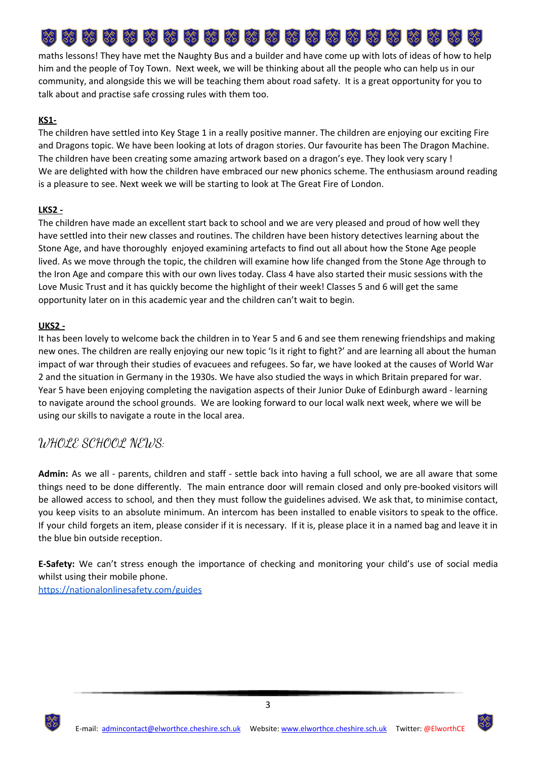maths lessons! They have met the Naughty Bus and a builder and have come up with lots of ideas of how to help him and the people of Toy Town. Next week, we will be thinking about all the people who can help us in our community, and alongside this we will be teaching them about road safety. It is a great opportunity for you to talk about and practise safe crossing rules with them too.

**KS1-**

The children have settled into Key Stage 1 in a really positive manner. The children are enjoying our exciting Fire and Dragons topic. We have been looking at lots of dragon stories. Our favourite has been The Dragon Machine. The children have been creating some amazing artwork based on a dragon's eye. They look very scary !

We are delighted with how the children have embraced our new phonics scheme. The enthusiasm around reading is a pleasure to see. Next week we will be starting to look at The Great Fire of London.

**LKS2 -**

The children have made an excellent start back to school and we are very pleased and proud of how well they have settled into their new classes and routines. The children have been history detectives learning about the Stone Age, and have thoroughly enjoyed examining artefacts to find out all about how the Stone Age people lived. As we move through the topic, the children will examine how life changed from the Stone Age through to the Iron Age and compare this with our own lives today. Class 4 have also started their music sessions with the Love Music Trust and it has quickly become the highlight of their week! Classes 5 and 6 will get the same opportunity later on in this academic year and the children can't wait to begin.

**UKS2 -**

It has been lovely to welcome back the children in to Year 5 and 6 and see them renewing friendships and making new ones. The children are really enjoying our new topic 'Is it right to fight?' and are learning all about the human impact of war through their studies of evacuees and refugees. So far, we have looked at the causes of World War 2 and the situation in Germany in the 1930s. We have also studied the ways in which Britain prepared for war. Year 5 have been enjoying completing the navigation aspects of their Junior Duke of Edinburgh award - learning to navigate around the school grounds. We are looking forward to our local walk next week, where we will be using our skills to navigate a route in the local area.

## WHOLE SCHOOL NEWS:

**Admin:** As we all - parents, children and staff - settle back into having a full school, we are all aware that some things need to be done differently. The main entrance door will remain closed and only pre-booked visitors will be allowed access to school, and then they must follow the guidelines advised. We ask that, to minimise contact, you keep visits to an absolute minimum. An intercom has been installed to enable visitors to speak to the office. If your child forgets an item, please consider if it is necessary. If it is, please place it in a named bag and leave it in the blue bin outside reception.

**E-Safety:** We can't stress enough the importance of checking and monitoring your child's use of social media whilst using their mobile phone.
https://nationalonlinesafety.com/guides

E-mail: admincontact@elworthce.cheshire.sch.uk Website: www.elworthce.cheshire.sch.uk Twitter: @ElworthCE